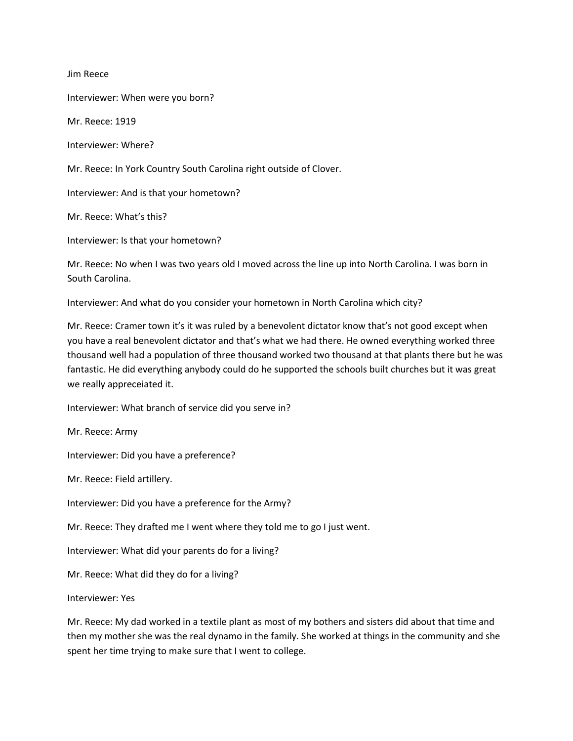Jim Reece

Interviewer: When were you born?

Mr. Reece: 1919

Interviewer: Where?

Mr. Reece: In York Country South Carolina right outside of Clover.

Interviewer: And is that your hometown?

Mr. Reece: What's this?

Interviewer: Is that your hometown?

Mr. Reece: No when I was two years old I moved across the line up into North Carolina. I was born in South Carolina.

Interviewer: And what do you consider your hometown in North Carolina which city?

Mr. Reece: Cramer town it's it was ruled by a benevolent dictator know that's not good except when you have a real benevolent dictator and that's what we had there. He owned everything worked three thousand well had a population of three thousand worked two thousand at that plants there but he was fantastic. He did everything anybody could do he supported the schools built churches but it was great we really appreceiated it.

Interviewer: What branch of service did you serve in?

Mr. Reece: Army

Interviewer: Did you have a preference?

Mr. Reece: Field artillery.

Interviewer: Did you have a preference for the Army?

Mr. Reece: They drafted me I went where they told me to go I just went.

Interviewer: What did your parents do for a living?

Mr. Reece: What did they do for a living?

Interviewer: Yes

Mr. Reece: My dad worked in a textile plant as most of my bothers and sisters did about that time and then my mother she was the real dynamo in the family. She worked at things in the community and she spent her time trying to make sure that I went to college.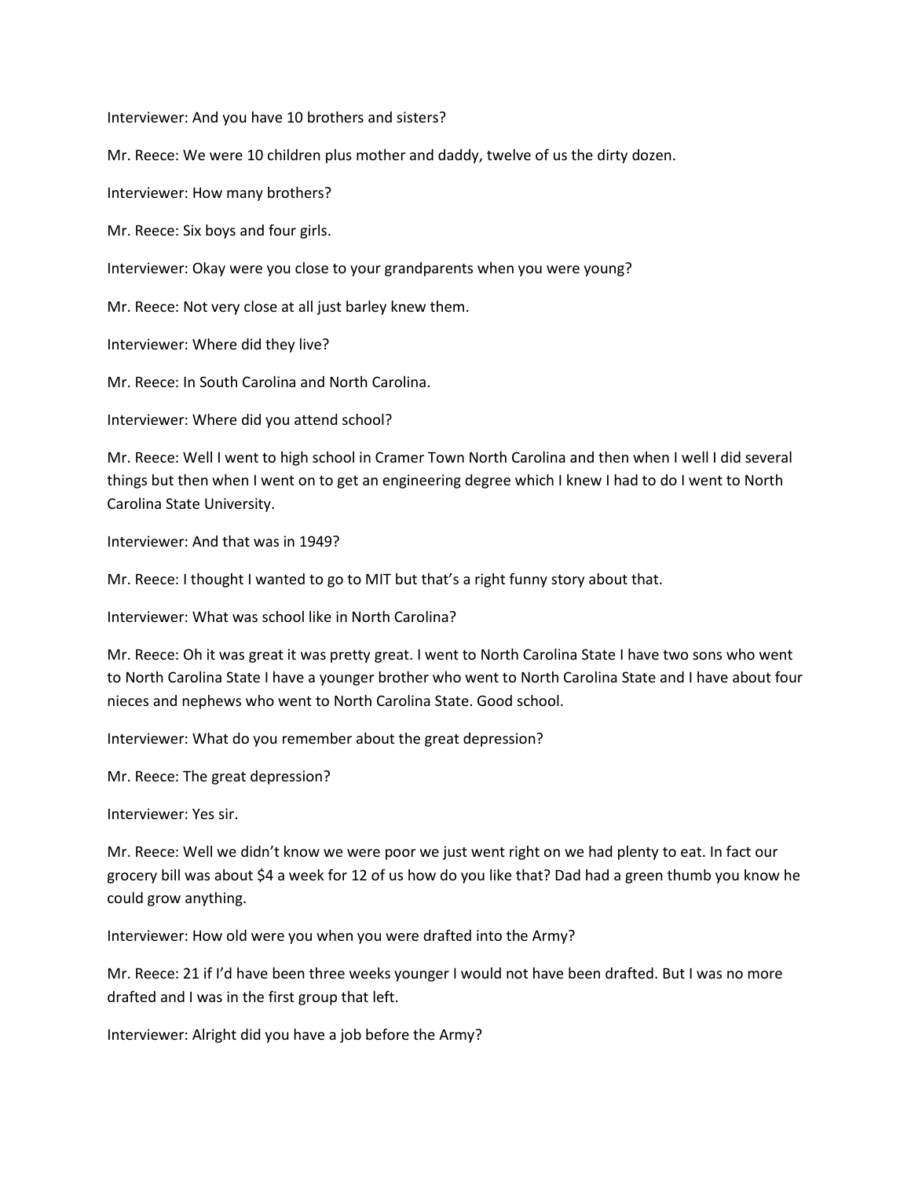Interviewer: And you have 10 brothers and sisters?

Mr. Reece: We were 10 children plus mother and daddy, twelve of us the dirty dozen.

Interviewer: How many brothers?

Mr. Reece: Six boys and four girls.

Interviewer: Okay were you close to your grandparents when you were young?

Mr. Reece: Not very close at all just barley knew them.

Interviewer: Where did they live?

Mr. Reece: In South Carolina and North Carolina.

Interviewer: Where did you attend school?

Mr. Reece: Well I went to high school in Cramer Town North Carolina and then when I well I did several things but then when I went on to get an engineering degree which I knew I had to do I went to North Carolina State University.

Interviewer: And that was in 1949?

Mr. Reece: I thought I wanted to go to MIT but that's a right funny story about that.

Interviewer: What was school like in North Carolina?

Mr. Reece: Oh it was great it was pretty great. I went to North Carolina State I have two sons who went to North Carolina State I have a younger brother who went to North Carolina State and I have about four nieces and nephews who went to North Carolina State. Good school.

Interviewer: What do you remember about the great depression?

Mr. Reece: The great depression?

Interviewer: Yes sir.

Mr. Reece: Well we didn't know we were poor we just went right on we had plenty to eat. In fact our grocery bill was about $4 a week for 12 of us how do you like that? Dad had a green thumb you know he could grow anything.

Interviewer: How old were you when you were drafted into the Army?

Mr. Reece: 21 if I'd have been three weeks younger I would not have been drafted. But I was no more drafted and I was in the first group that left.

Interviewer: Alright did you have a job before the Army?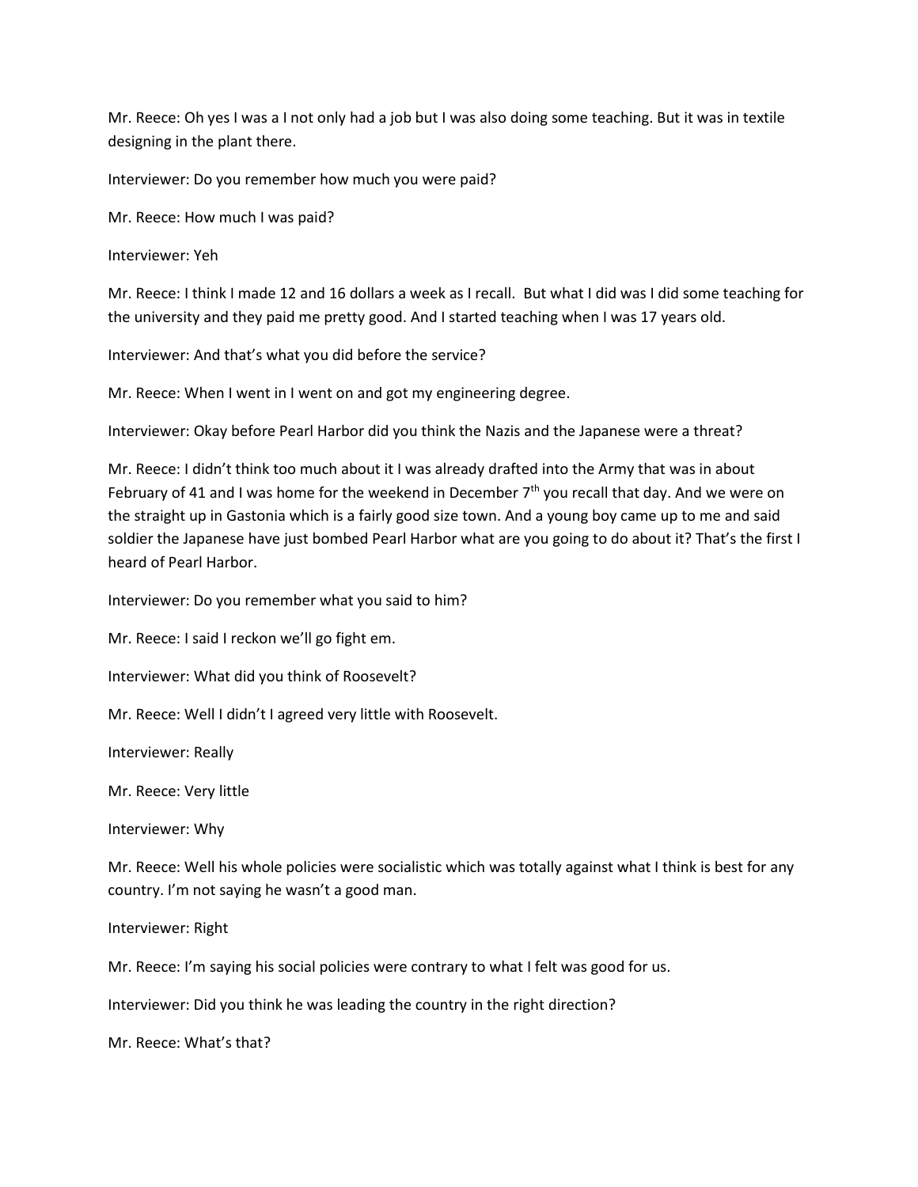Mr. Reece: Oh yes I was a I not only had a job but I was also doing some teaching. But it was in textile designing in the plant there.

Interviewer: Do you remember how much you were paid?

Mr. Reece: How much I was paid?

Interviewer: Yeh

Mr. Reece: I think I made 12 and 16 dollars a week as I recall. But what I did was I did some teaching for the university and they paid me pretty good. And I started teaching when I was 17 years old.

Interviewer: And that's what you did before the service?

Mr. Reece: When I went in I went on and got my engineering degree.

Interviewer: Okay before Pearl Harbor did you think the Nazis and the Japanese were a threat?

Mr. Reece: I didn't think too much about it I was already drafted into the Army that was in about February of 41 and I was home for the weekend in December 7th you recall that day. And we were on the straight up in Gastonia which is a fairly good size town. And a young boy came up to me and said soldier the Japanese have just bombed Pearl Harbor what are you going to do about it? That's the first I heard of Pearl Harbor.

Interviewer: Do you remember what you said to him?

Mr. Reece: I said I reckon we'll go fight em.

Interviewer: What did you think of Roosevelt?

Mr. Reece: Well I didn't I agreed very little with Roosevelt.

Interviewer: Really

Mr. Reece: Very little

Interviewer: Why

Mr. Reece: Well his whole policies were socialistic which was totally against what I think is best for any country. I'm not saying he wasn't a good man.

Interviewer: Right

Mr. Reece: I'm saying his social policies were contrary to what I felt was good for us.

Interviewer: Did you think he was leading the country in the right direction?

Mr. Reece: What's that?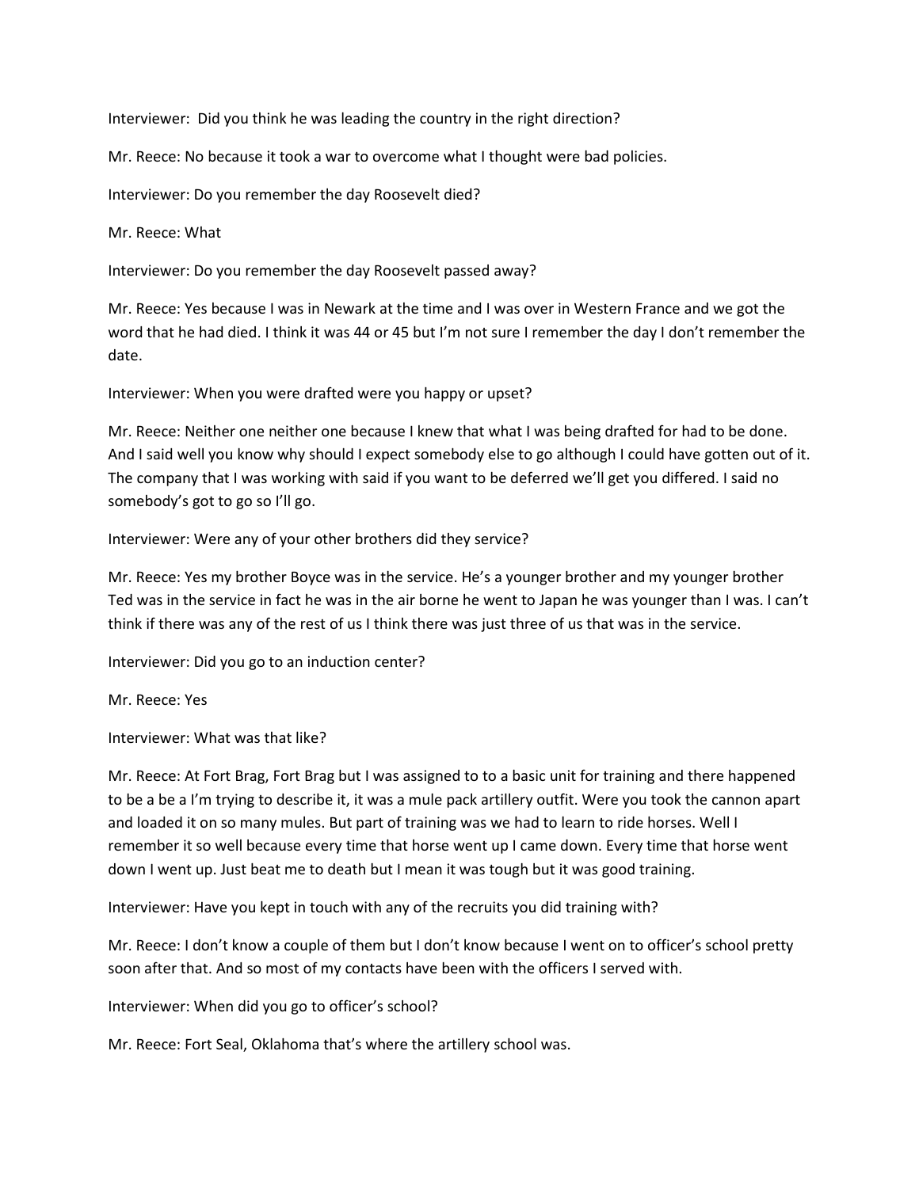Interviewer: Did you think he was leading the country in the right direction?

Mr. Reece: No because it took a war to overcome what I thought were bad policies.

Interviewer: Do you remember the day Roosevelt died?

Mr. Reece: What

Interviewer: Do you remember the day Roosevelt passed away?

Mr. Reece: Yes because I was in Newark at the time and I was over in Western France and we got the word that he had died. I think it was 44 or 45 but I'm not sure I remember the day I don't remember the date.

Interviewer: When you were drafted were you happy or upset?

Mr. Reece: Neither one neither one because I knew that what I was being drafted for had to be done. And I said well you know why should I expect somebody else to go although I could have gotten out of it. The company that I was working with said if you want to be deferred we'll get you differed. I said no somebody's got to go so I'll go.

Interviewer: Were any of your other brothers did they service?

Mr. Reece: Yes my brother Boyce was in the service. He's a younger brother and my younger brother Ted was in the service in fact he was in the air borne he went to Japan he was younger than I was. I can't think if there was any of the rest of us I think there was just three of us that was in the service.

Interviewer: Did you go to an induction center?

Mr. Reece: Yes

Interviewer: What was that like?

Mr. Reece: At Fort Brag, Fort Brag but I was assigned to to a basic unit for training and there happened to be a be a I'm trying to describe it, it was a mule pack artillery outfit. Were you took the cannon apart and loaded it on so many mules. But part of training was we had to learn to ride horses. Well I remember it so well because every time that horse went up I came down. Every time that horse went down I went up. Just beat me to death but I mean it was tough but it was good training.

Interviewer: Have you kept in touch with any of the recruits you did training with?

Mr. Reece: I don't know a couple of them but I don't know because I went on to officer's school pretty soon after that. And so most of my contacts have been with the officers I served with.

Interviewer: When did you go to officer's school?

Mr. Reece: Fort Seal, Oklahoma that's where the artillery school was.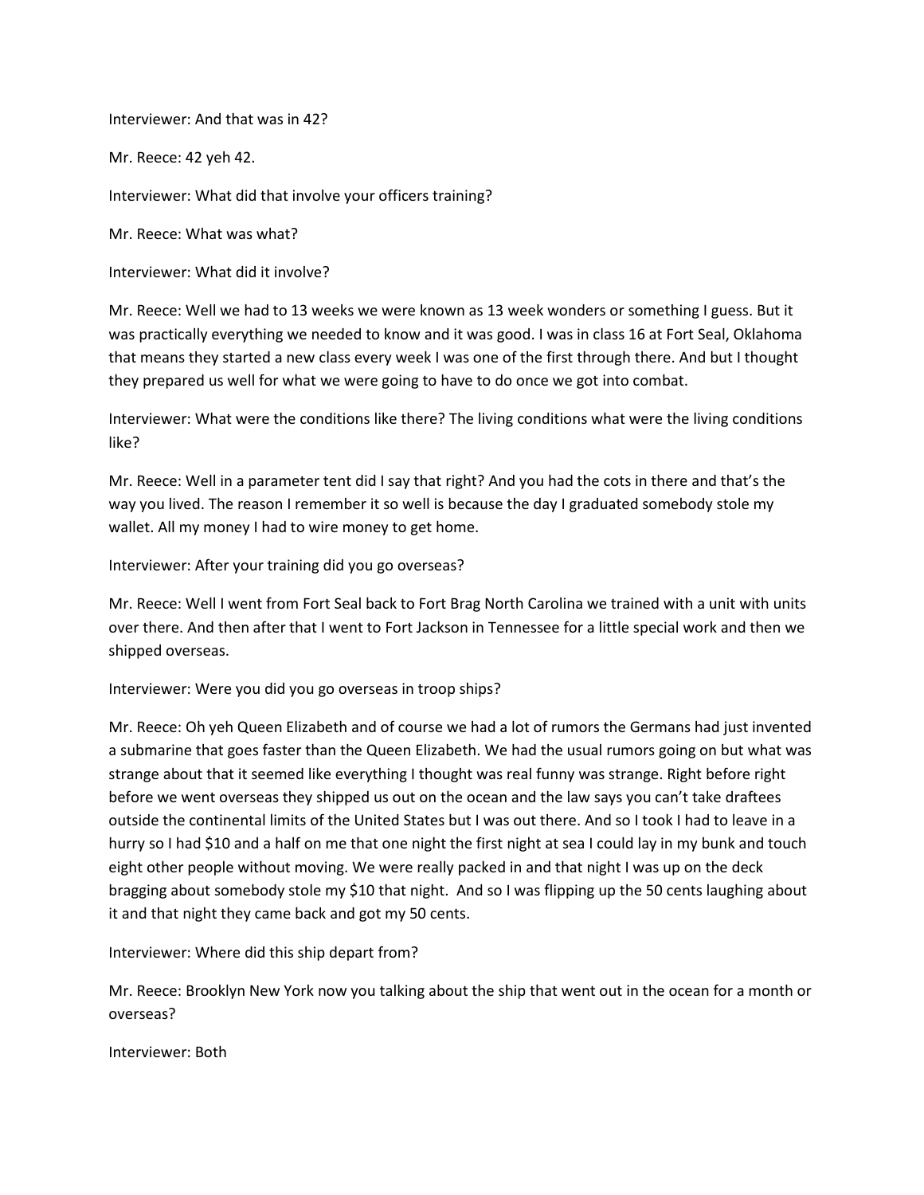Interviewer: And that was in 42?

Mr. Reece: 42 yeh 42.

Interviewer: What did that involve your officers training?

Mr. Reece: What was what?

Interviewer: What did it involve?

Mr. Reece: Well we had to 13 weeks we were known as 13 week wonders or something I guess. But it was practically everything we needed to know and it was good. I was in class 16 at Fort Seal, Oklahoma that means they started a new class every week I was one of the first through there. And but I thought they prepared us well for what we were going to have to do once we got into combat.

Interviewer: What were the conditions like there? The living conditions what were the living conditions like?

Mr. Reece: Well in a parameter tent did I say that right? And you had the cots in there and that's the way you lived. The reason I remember it so well is because the day I graduated somebody stole my wallet. All my money I had to wire money to get home.

Interviewer: After your training did you go overseas?

Mr. Reece: Well I went from Fort Seal back to Fort Brag North Carolina we trained with a unit with units over there. And then after that I went to Fort Jackson in Tennessee for a little special work and then we shipped overseas.

Interviewer: Were you did you go overseas in troop ships?

Mr. Reece: Oh yeh Queen Elizabeth and of course we had a lot of rumors the Germans had just invented a submarine that goes faster than the Queen Elizabeth. We had the usual rumors going on but what was strange about that it seemed like everything I thought was real funny was strange. Right before right before we went overseas they shipped us out on the ocean and the law says you can't take draftees outside the continental limits of the United States but I was out there. And so I took I had to leave in a hurry so I had $10 and a half on me that one night the first night at sea I could lay in my bunk and touch eight other people without moving. We were really packed in and that night I was up on the deck bragging about somebody stole my $10 that night. And so I was flipping up the 50 cents laughing about it and that night they came back and got my 50 cents.

Interviewer: Where did this ship depart from?

Mr. Reece: Brooklyn New York now you talking about the ship that went out in the ocean for a month or overseas?

Interviewer: Both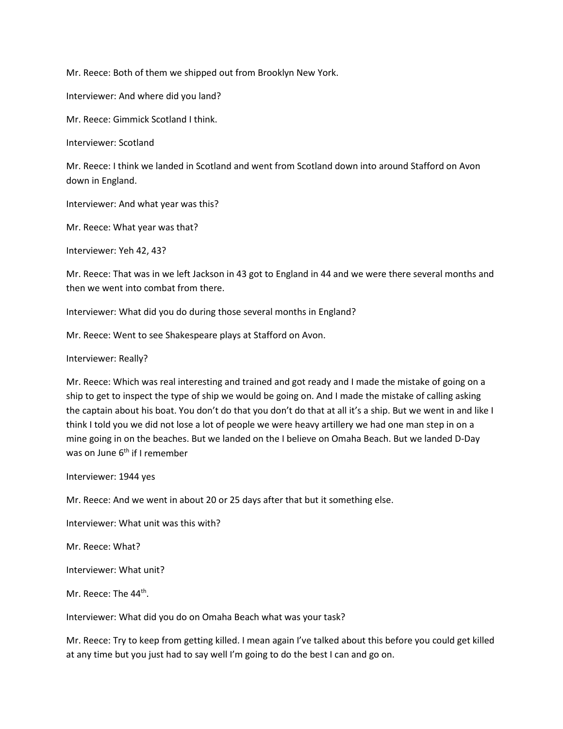Mr. Reece: Both of them we shipped out from Brooklyn New York.

Interviewer: And where did you land?

Mr. Reece: Gimmick Scotland I think.

Interviewer: Scotland

Mr. Reece: I think we landed in Scotland and went from Scotland down into around Stafford on Avon down in England.

Interviewer: And what year was this?

Mr. Reece: What year was that?

Interviewer: Yeh 42, 43?

Mr. Reece: That was in we left Jackson in 43 got to England in 44 and we were there several months and then we went into combat from there.

Interviewer: What did you do during those several months in England?

Mr. Reece: Went to see Shakespeare plays at Stafford on Avon.

Interviewer: Really?

Mr. Reece: Which was real interesting and trained and got ready and I made the mistake of going on a ship to get to inspect the type of ship we would be going on. And I made the mistake of calling asking the captain about his boat. You don't do that you don't do that at all it's a ship. But we went in and like I think I told you we did not lose a lot of people we were heavy artillery we had one man step in on a mine going in on the beaches. But we landed on the I believe on Omaha Beach. But we landed D-Day was on June 6th if I remember

Interviewer: 1944 yes

Mr. Reece: And we went in about 20 or 25 days after that but it something else.

Interviewer: What unit was this with?

Mr. Reece: What?

Interviewer: What unit?

Mr. Reece: The 44th.

Interviewer: What did you do on Omaha Beach what was your task?

Mr. Reece: Try to keep from getting killed. I mean again I've talked about this before you could get killed at any time but you just had to say well I'm going to do the best I can and go on.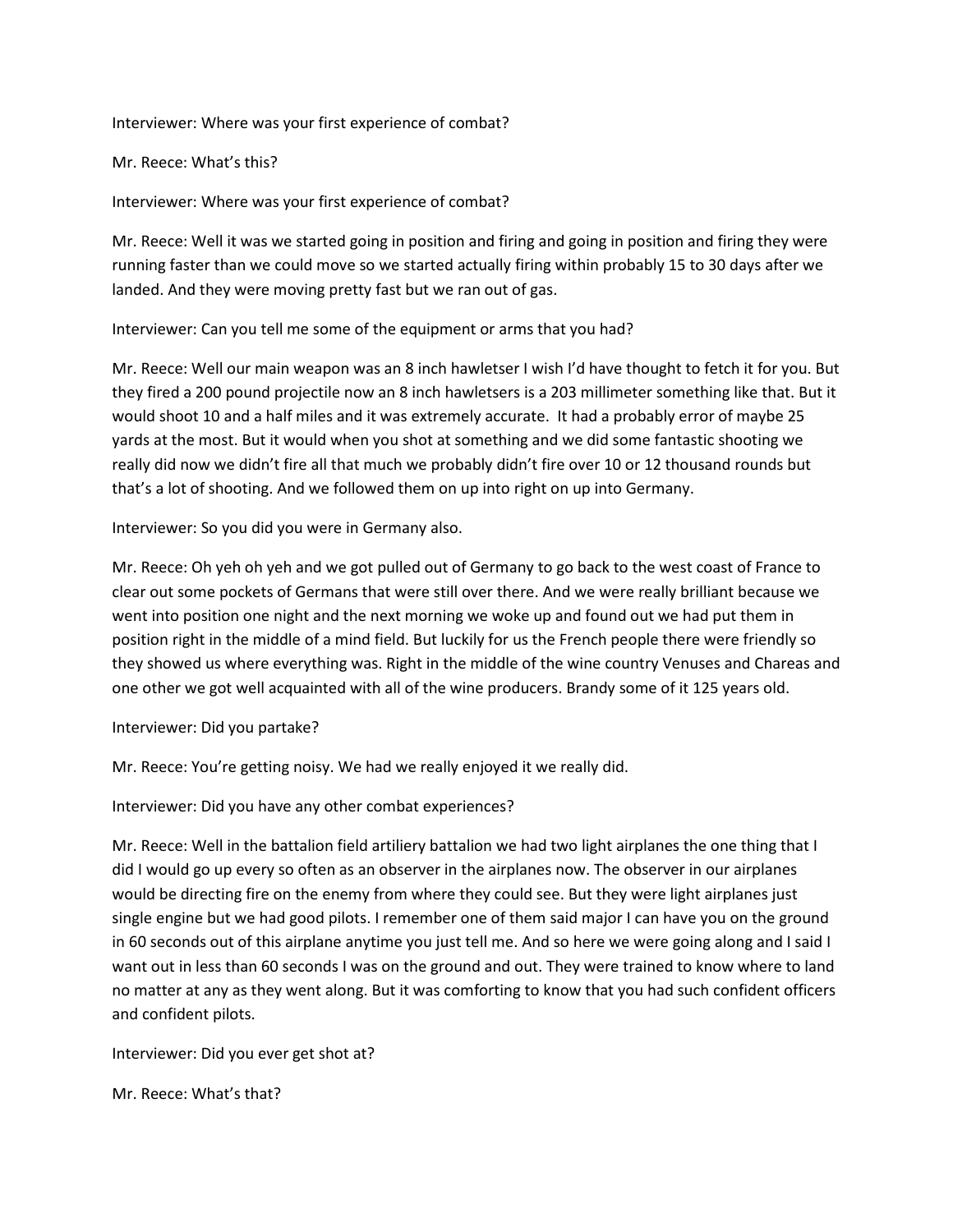Interviewer: Where was your first experience of combat?

Mr. Reece: What's this?

Interviewer: Where was your first experience of combat?

Mr. Reece: Well it was we started going in position and firing and going in position and firing they were running faster than we could move so we started actually firing within probably 15 to 30 days after we landed. And they were moving pretty fast but we ran out of gas.

Interviewer: Can you tell me some of the equipment or arms that you had?

Mr. Reece: Well our main weapon was an 8 inch hawletser I wish I'd have thought to fetch it for you. But they fired a 200 pound projectile now an 8 inch hawletsers is a 203 millimeter something like that. But it would shoot 10 and a half miles and it was extremely accurate. It had a probably error of maybe 25 yards at the most. But it would when you shot at something and we did some fantastic shooting we really did now we didn't fire all that much we probably didn't fire over 10 or 12 thousand rounds but that's a lot of shooting. And we followed them on up into right on up into Germany.

Interviewer: So you did you were in Germany also.

Mr. Reece: Oh yeh oh yeh and we got pulled out of Germany to go back to the west coast of France to clear out some pockets of Germans that were still over there. And we were really brilliant because we went into position one night and the next morning we woke up and found out we had put them in position right in the middle of a mind field. But luckily for us the French people there were friendly so they showed us where everything was. Right in the middle of the wine country Venuses and Chareas and one other we got well acquainted with all of the wine producers. Brandy some of it 125 years old.

Interviewer: Did you partake?

Mr. Reece: You're getting noisy. We had we really enjoyed it we really did.

Interviewer: Did you have any other combat experiences?

Mr. Reece: Well in the battalion field artiliery battalion we had two light airplanes the one thing that I did I would go up every so often as an observer in the airplanes now. The observer in our airplanes would be directing fire on the enemy from where they could see. But they were light airplanes just single engine but we had good pilots. I remember one of them said major I can have you on the ground in 60 seconds out of this airplane anytime you just tell me. And so here we were going along and I said I want out in less than 60 seconds I was on the ground and out. They were trained to know where to land no matter at any as they went along. But it was comforting to know that you had such confident officers and confident pilots.

Interviewer: Did you ever get shot at?

Mr. Reece: What's that?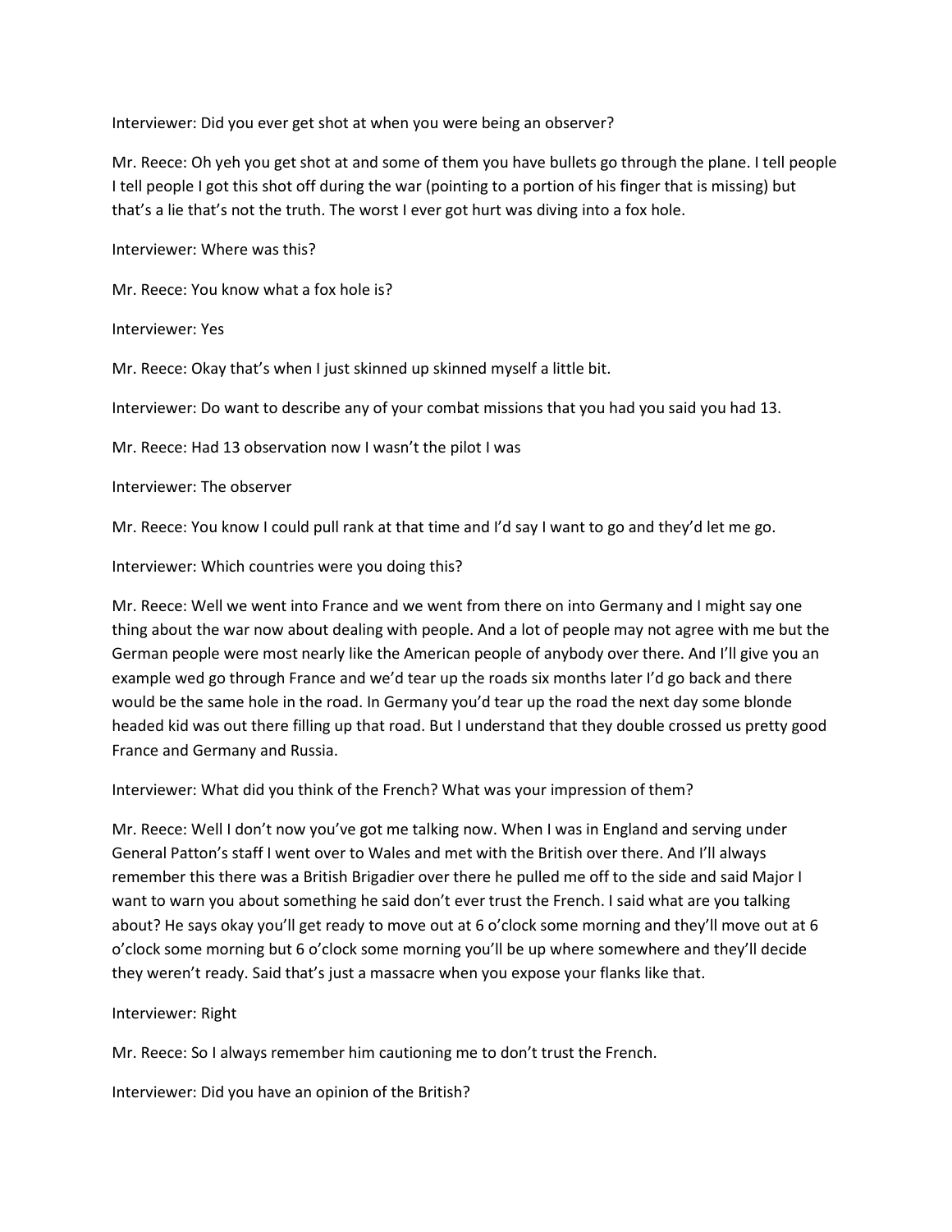Interviewer: Did you ever get shot at when you were being an observer?

Mr. Reece: Oh yeh you get shot at and some of them you have bullets go through the plane. I tell people I tell people I got this shot off during the war (pointing to a portion of his finger that is missing) but that's a lie that's not the truth. The worst I ever got hurt was diving into a fox hole.

Interviewer: Where was this?

Mr. Reece: You know what a fox hole is?

Interviewer: Yes

Mr. Reece: Okay that's when I just skinned up skinned myself a little bit.

Interviewer: Do want to describe any of your combat missions that you had you said you had 13.

Mr. Reece: Had 13 observation now I wasn't the pilot I was

Interviewer: The observer

Mr. Reece: You know I could pull rank at that time and I'd say I want to go and they'd let me go.

Interviewer: Which countries were you doing this?

Mr. Reece: Well we went into France and we went from there on into Germany and I might say one thing about the war now about dealing with people. And a lot of people may not agree with me but the German people were most nearly like the American people of anybody over there. And I'll give you an example wed go through France and we'd tear up the roads six months later I'd go back and there would be the same hole in the road. In Germany you'd tear up the road the next day some blonde headed kid was out there filling up that road. But I understand that they double crossed us pretty good France and Germany and Russia.

Interviewer: What did you think of the French? What was your impression of them?

Mr. Reece: Well I don't now you've got me talking now. When I was in England and serving under General Patton's staff I went over to Wales and met with the British over there. And I'll always remember this there was a British Brigadier over there he pulled me off to the side and said Major I want to warn you about something he said don't ever trust the French. I said what are you talking about? He says okay you'll get ready to move out at 6 o'clock some morning and they'll move out at 6 o'clock some morning but 6 o'clock some morning you'll be up where somewhere and they'll decide they weren't ready. Said that's just a massacre when you expose your flanks like that.

Interviewer: Right

Mr. Reece: So I always remember him cautioning me to don't trust the French.

Interviewer: Did you have an opinion of the British?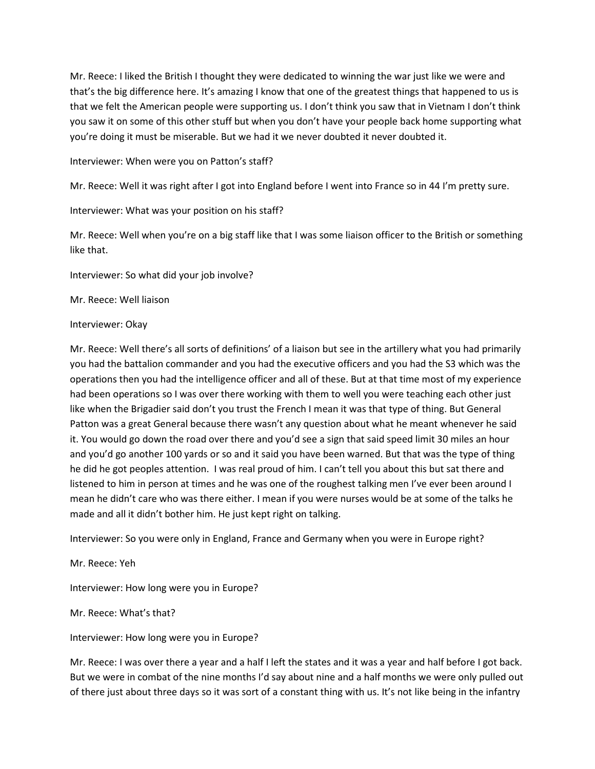Mr. Reece: I liked the British I thought they were dedicated to winning the war just like we were and that's the big difference here. It's amazing I know that one of the greatest things that happened to us is that we felt the American people were supporting us. I don't think you saw that in Vietnam I don't think you saw it on some of this other stuff but when you don't have your people back home supporting what you're doing it must be miserable. But we had it we never doubted it never doubted it.

Interviewer: When were you on Patton's staff?

Mr. Reece: Well it was right after I got into England before I went into France so in 44 I'm pretty sure.

Interviewer: What was your position on his staff?

Mr. Reece: Well when you're on a big staff like that I was some liaison officer to the British or something like that.

Interviewer: So what did your job involve?

Mr. Reece: Well liaison

Interviewer: Okay

Mr. Reece: Well there's all sorts of definitions' of a liaison but see in the artillery what you had primarily you had the battalion commander and you had the executive officers and you had the S3 which was the operations then you had the intelligence officer and all of these. But at that time most of my experience had been operations so I was over there working with them to well you were teaching each other just like when the Brigadier said don't you trust the French I mean it was that type of thing. But General Patton was a great General because there wasn't any question about what he meant whenever he said it. You would go down the road over there and you'd see a sign that said speed limit 30 miles an hour and you'd go another 100 yards or so and it said you have been warned. But that was the type of thing he did he got peoples attention. I was real proud of him. I can't tell you about this but sat there and listened to him in person at times and he was one of the roughest talking men I've ever been around I mean he didn't care who was there either. I mean if you were nurses would be at some of the talks he made and all it didn't bother him. He just kept right on talking.

Interviewer: So you were only in England, France and Germany when you were in Europe right?

Mr. Reece: Yeh

Interviewer: How long were you in Europe?

Mr. Reece: What's that?

Interviewer: How long were you in Europe?

Mr. Reece: I was over there a year and a half I left the states and it was a year and half before I got back. But we were in combat of the nine months I'd say about nine and a half months we were only pulled out of there just about three days so it was sort of a constant thing with us. It's not like being in the infantry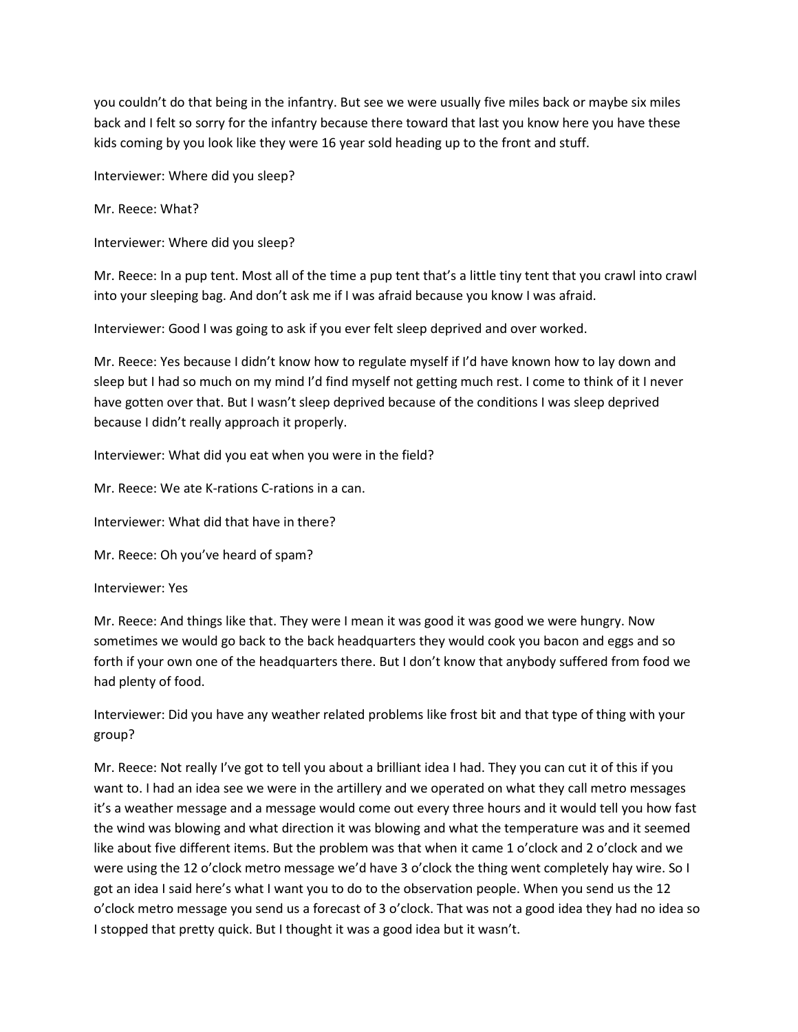you couldn't do that being in the infantry. But see we were usually five miles back or maybe six miles back and I felt so sorry for the infantry because there toward that last you know here you have these kids coming by you look like they were 16 year sold heading up to the front and stuff.

Interviewer: Where did you sleep?

Mr. Reece: What?

Interviewer: Where did you sleep?

Mr. Reece: In a pup tent. Most all of the time a pup tent that's a little tiny tent that you crawl into crawl into your sleeping bag. And don't ask me if I was afraid because you know I was afraid.

Interviewer: Good I was going to ask if you ever felt sleep deprived and over worked.

Mr. Reece: Yes because I didn't know how to regulate myself if I'd have known how to lay down and sleep but I had so much on my mind I'd find myself not getting much rest. I come to think of it I never have gotten over that. But I wasn't sleep deprived because of the conditions I was sleep deprived because I didn't really approach it properly.

Interviewer: What did you eat when you were in the field?

Mr. Reece: We ate K-rations C-rations in a can.

Interviewer: What did that have in there?

Mr. Reece: Oh you've heard of spam?

Interviewer: Yes

Mr. Reece: And things like that. They were I mean it was good it was good we were hungry. Now sometimes we would go back to the back headquarters they would cook you bacon and eggs and so forth if your own one of the headquarters there. But I don't know that anybody suffered from food we had plenty of food.

Interviewer: Did you have any weather related problems like frost bit and that type of thing with your group?

Mr. Reece: Not really I've got to tell you about a brilliant idea I had. They you can cut it of this if you want to. I had an idea see we were in the artillery and we operated on what they call metro messages it's a weather message and a message would come out every three hours and it would tell you how fast the wind was blowing and what direction it was blowing and what the temperature was and it seemed like about five different items. But the problem was that when it came 1 o'clock and 2 o'clock and we were using the 12 o'clock metro message we'd have 3 o'clock the thing went completely hay wire. So I got an idea I said here's what I want you to do to the observation people. When you send us the 12 o'clock metro message you send us a forecast of 3 o'clock. That was not a good idea they had no idea so I stopped that pretty quick. But I thought it was a good idea but it wasn't.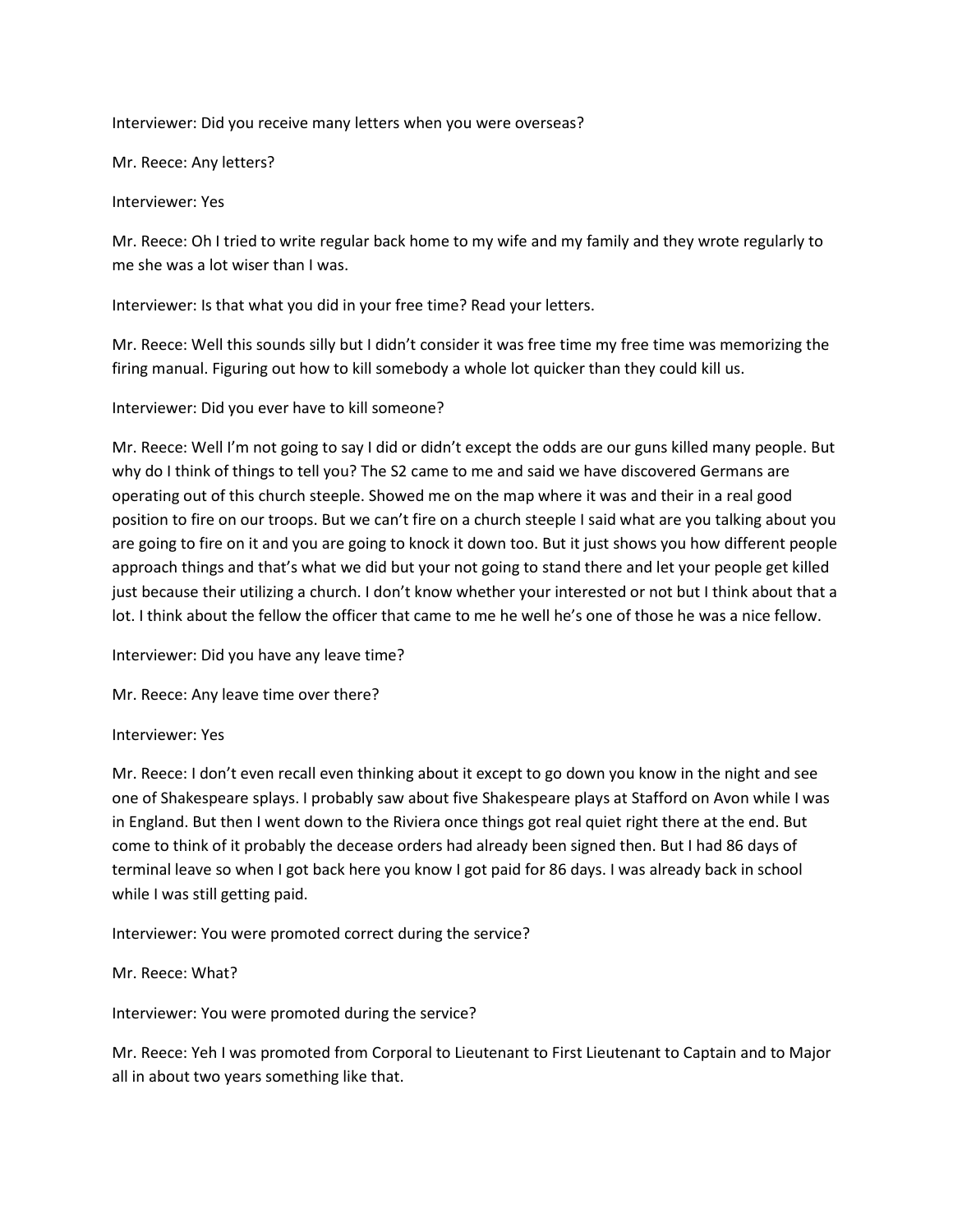Interviewer: Did you receive many letters when you were overseas?

Mr. Reece: Any letters?

Interviewer: Yes

Mr. Reece: Oh I tried to write regular back home to my wife and my family and they wrote regularly to me she was a lot wiser than I was.

Interviewer: Is that what you did in your free time? Read your letters.

Mr. Reece: Well this sounds silly but I didn't consider it was free time my free time was memorizing the firing manual. Figuring out how to kill somebody a whole lot quicker than they could kill us.

Interviewer: Did you ever have to kill someone?

Mr. Reece: Well I'm not going to say I did or didn't except the odds are our guns killed many people. But why do I think of things to tell you? The S2 came to me and said we have discovered Germans are operating out of this church steeple. Showed me on the map where it was and their in a real good position to fire on our troops. But we can't fire on a church steeple I said what are you talking about you are going to fire on it and you are going to knock it down too. But it just shows you how different people approach things and that's what we did but your not going to stand there and let your people get killed just because their utilizing a church. I don't know whether your interested or not but I think about that a lot. I think about the fellow the officer that came to me he well he's one of those he was a nice fellow.

Interviewer: Did you have any leave time?

Mr. Reece: Any leave time over there?

Interviewer: Yes

Mr. Reece: I don't even recall even thinking about it except to go down you know in the night and see one of Shakespeare splays. I probably saw about five Shakespeare plays at Stafford on Avon while I was in England. But then I went down to the Riviera once things got real quiet right there at the end. But come to think of it probably the decease orders had already been signed then. But I had 86 days of terminal leave so when I got back here you know I got paid for 86 days. I was already back in school while I was still getting paid.

Interviewer: You were promoted correct during the service?

Mr. Reece: What?

Interviewer: You were promoted during the service?

Mr. Reece: Yeh I was promoted from Corporal to Lieutenant to First Lieutenant to Captain and to Major all in about two years something like that.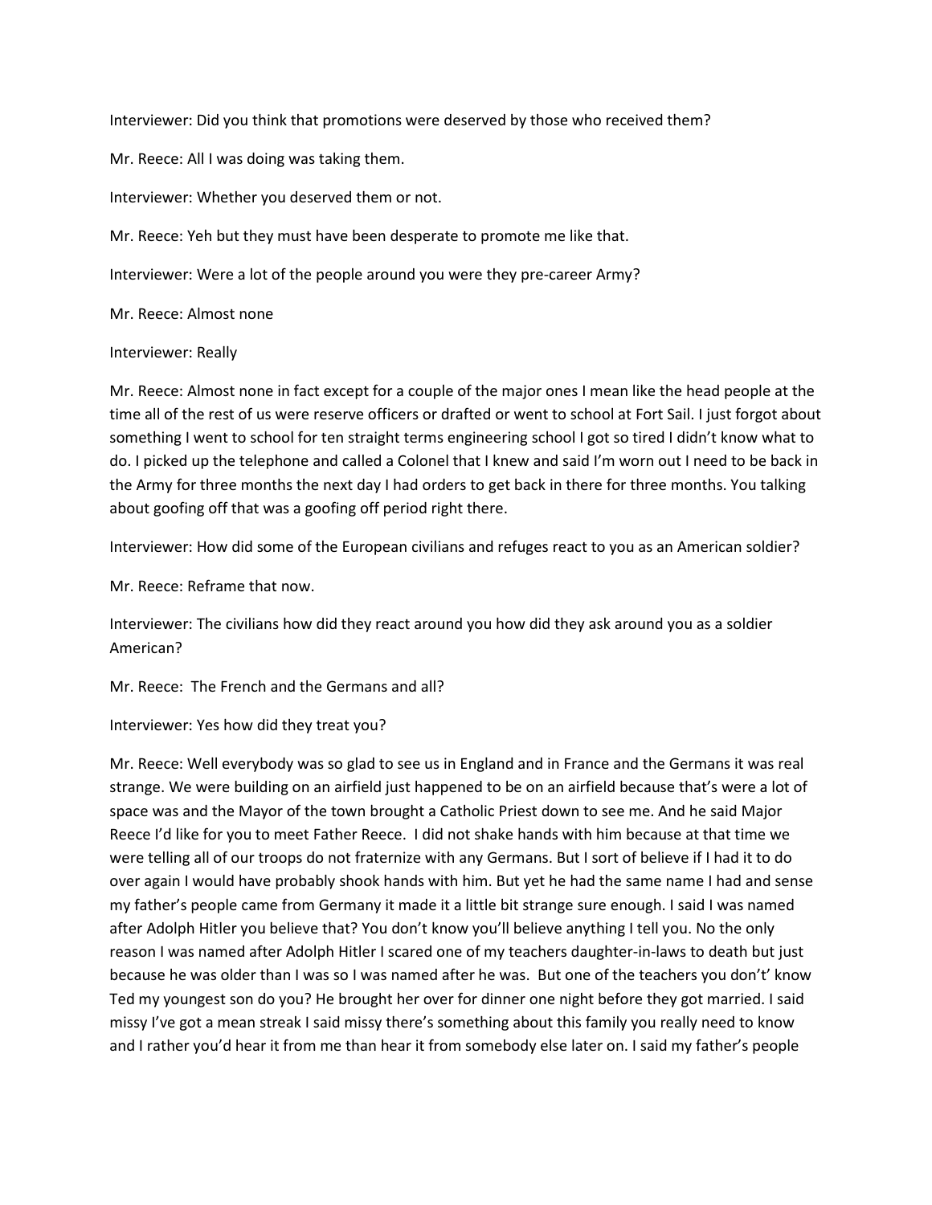Interviewer: Did you think that promotions were deserved by those who received them?

Mr. Reece: All I was doing was taking them.

Interviewer: Whether you deserved them or not.

Mr. Reece: Yeh but they must have been desperate to promote me like that.

Interviewer: Were a lot of the people around you were they pre-career Army?

Mr. Reece: Almost none

Interviewer: Really

Mr. Reece: Almost none in fact except for a couple of the major ones I mean like the head people at the time all of the rest of us were reserve officers or drafted or went to school at Fort Sail. I just forgot about something I went to school for ten straight terms engineering school I got so tired I didn't know what to do. I picked up the telephone and called a Colonel that I knew and said I'm worn out I need to be back in the Army for three months the next day I had orders to get back in there for three months. You talking about goofing off that was a goofing off period right there.

Interviewer: How did some of the European civilians and refuges react to you as an American soldier?

Mr. Reece: Reframe that now.

Interviewer: The civilians how did they react around you how did they ask around you as a soldier American?

Mr. Reece: The French and the Germans and all?

Interviewer: Yes how did they treat you?

Mr. Reece: Well everybody was so glad to see us in England and in France and the Germans it was real strange. We were building on an airfield just happened to be on an airfield because that's were a lot of space was and the Mayor of the town brought a Catholic Priest down to see me. And he said Major Reece I'd like for you to meet Father Reece. I did not shake hands with him because at that time we were telling all of our troops do not fraternize with any Germans. But I sort of believe if I had it to do over again I would have probably shook hands with him. But yet he had the same name I had and sense my father's people came from Germany it made it a little bit strange sure enough. I said I was named after Adolph Hitler you believe that? You don't know you'll believe anything I tell you. No the only reason I was named after Adolph Hitler I scared one of my teachers daughter-in-laws to death but just because he was older than I was so I was named after he was. But one of the teachers you don't' know Ted my youngest son do you? He brought her over for dinner one night before they got married. I said missy I've got a mean streak I said missy there's something about this family you really need to know and I rather you'd hear it from me than hear it from somebody else later on. I said my father's people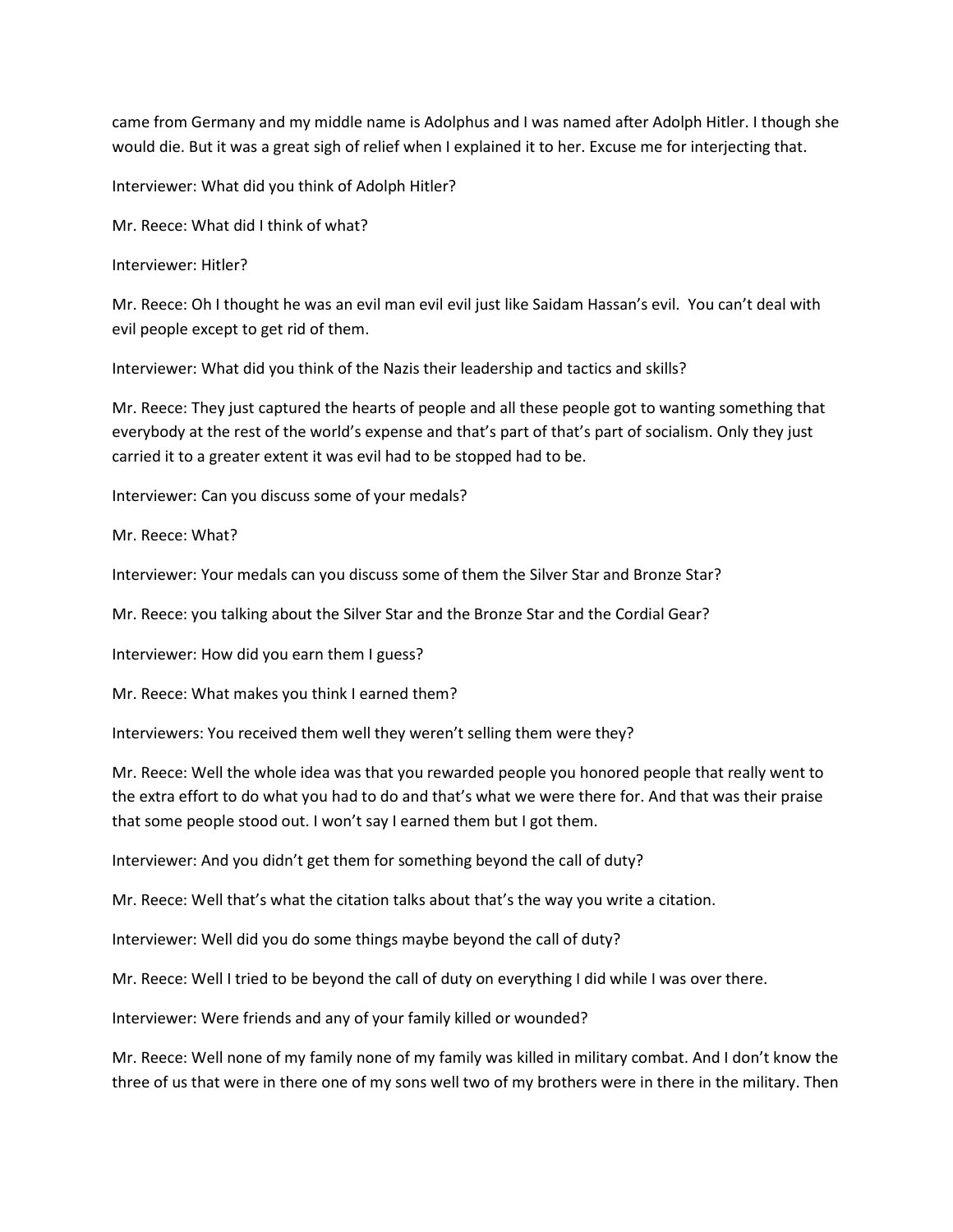came from Germany and my middle name is Adolphus and I was named after Adolph Hitler. I though she would die. But it was a great sigh of relief when I explained it to her. Excuse me for interjecting that.

Interviewer: What did you think of Adolph Hitler?

Mr. Reece: What did I think of what?

Interviewer: Hitler?

Mr. Reece: Oh I thought he was an evil man evil evil just like Saidam Hassan's evil.  You can't deal with evil people except to get rid of them.

Interviewer: What did you think of the Nazis their leadership and tactics and skills?

Mr. Reece: They just captured the hearts of people and all these people got to wanting something that everybody at the rest of the world's expense and that's part of that's part of socialism. Only they just carried it to a greater extent it was evil had to be stopped had to be.

Interviewer: Can you discuss some of your medals?

Mr. Reece: What?

Interviewer: Your medals can you discuss some of them the Silver Star and Bronze Star?

Mr. Reece: you talking about the Silver Star and the Bronze Star and the Cordial Gear?

Interviewer: How did you earn them I guess?

Mr. Reece: What makes you think I earned them?

Interviewers: You received them well they weren't selling them were they?

Mr. Reece: Well the whole idea was that you rewarded people you honored people that really went to the extra effort to do what you had to do and that's what we were there for. And that was their praise that some people stood out. I won't say I earned them but I got them.

Interviewer: And you didn't get them for something beyond the call of duty?

Mr. Reece: Well that's what the citation talks about that's the way you write a citation.

Interviewer: Well did you do some things maybe beyond the call of duty?

Mr. Reece: Well I tried to be beyond the call of duty on everything I did while I was over there.

Interviewer: Were friends and any of your family killed or wounded?

Mr. Reece: Well none of my family none of my family was killed in military combat. And I don't know the three of us that were in there one of my sons well two of my brothers were in there in the military. Then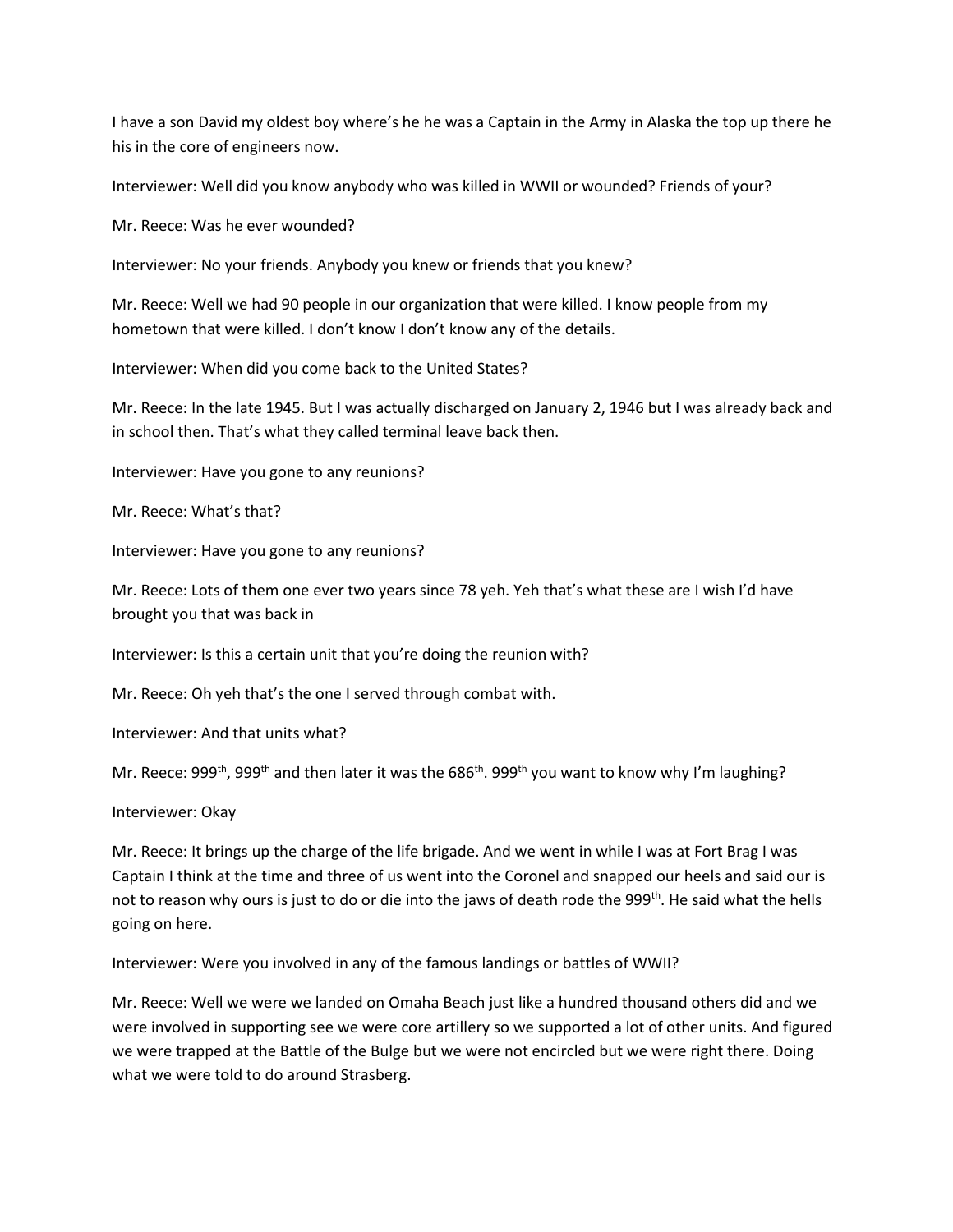I have a son David my oldest boy where's he he was a Captain in the Army in Alaska the top up there he his in the core of engineers now.

Interviewer: Well did you know anybody who was killed in WWII or wounded? Friends of your?

Mr. Reece: Was he ever wounded?

Interviewer: No your friends. Anybody you knew or friends that you knew?

Mr. Reece: Well we had 90 people in our organization that were killed. I know people from my hometown that were killed. I don't know I don't know any of the details.

Interviewer: When did you come back to the United States?

Mr. Reece: In the late 1945. But I was actually discharged on January 2, 1946 but I was already back and in school then. That's what they called terminal leave back then.

Interviewer: Have you gone to any reunions?

Mr. Reece: What's that?

Interviewer: Have you gone to any reunions?

Mr. Reece: Lots of them one ever two years since 78 yeh. Yeh that's what these are I wish I'd have brought you that was back in

Interviewer: Is this a certain unit that you're doing the reunion with?

Mr. Reece: Oh yeh that's the one I served through combat with.

Interviewer: And that units what?

Mr. Reece: 999th, 999th and then later it was the 686th. 999th you want to know why I'm laughing?

Interviewer: Okay

Mr. Reece: It brings up the charge of the life brigade. And we went in while I was at Fort Brag I was Captain I think at the time and three of us went into the Coronel and snapped our heels and said our is not to reason why ours is just to do or die into the jaws of death rode the 999th. He said what the hells going on here.

Interviewer: Were you involved in any of the famous landings or battles of WWII?

Mr. Reece: Well we were we landed on Omaha Beach just like a hundred thousand others did and we were involved in supporting see we were core artillery so we supported a lot of other units. And figured we were trapped at the Battle of the Bulge but we were not encircled but we were right there. Doing what we were told to do around Strasberg.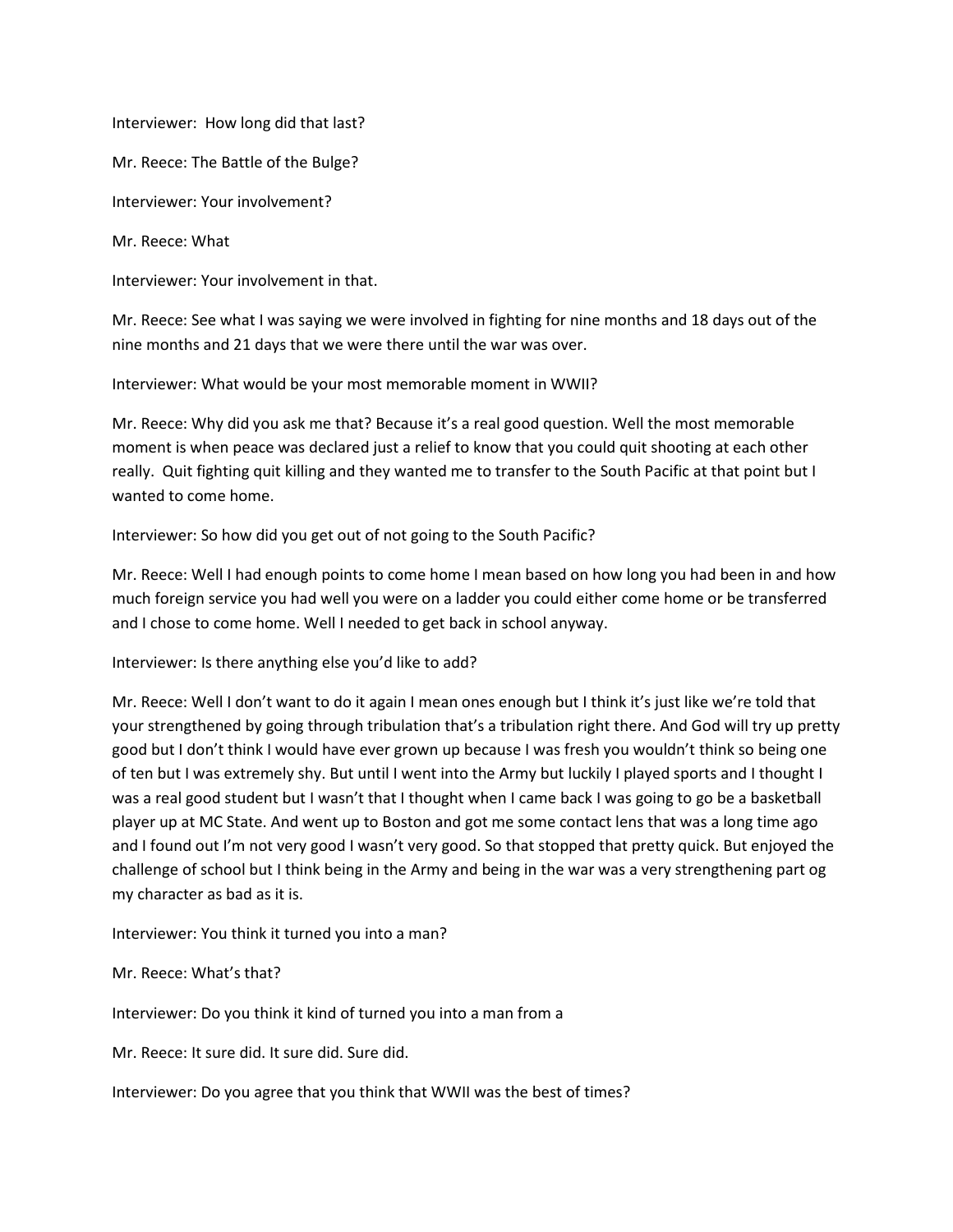Interviewer:  How long did that last?

Mr. Reece: The Battle of the Bulge?

Interviewer: Your involvement?

Mr. Reece: What

Interviewer: Your involvement in that.

Mr. Reece: See what I was saying we were involved in fighting for nine months and 18 days out of the nine months and 21 days that we were there until the war was over.

Interviewer: What would be your most memorable moment in WWII?

Mr. Reece: Why did you ask me that? Because it's a real good question. Well the most memorable moment is when peace was declared just a relief to know that you could quit shooting at each other really.  Quit fighting quit killing and they wanted me to transfer to the South Pacific at that point but I wanted to come home.

Interviewer: So how did you get out of not going to the South Pacific?

Mr. Reece: Well I had enough points to come home I mean based on how long you had been in and how much foreign service you had well you were on a ladder you could either come home or be transferred and I chose to come home. Well I needed to get back in school anyway.

Interviewer: Is there anything else you'd like to add?

Mr. Reece: Well I don't want to do it again I mean ones enough but I think it's just like we're told that your strengthened by going through tribulation that's a tribulation right there. And God will try up pretty good but I don't think I would have ever grown up because I was fresh you wouldn't think so being one of ten but I was extremely shy. But until I went into the Army but luckily I played sports and I thought I was a real good student but I wasn't that I thought when I came back I was going to go be a basketball player up at MC State. And went up to Boston and got me some contact lens that was a long time ago and I found out I'm not very good I wasn't very good. So that stopped that pretty quick. But enjoyed the challenge of school but I think being in the Army and being in the war was a very strengthening part og my character as bad as it is.

Interviewer: You think it turned you into a man?

Mr. Reece: What's that?

Interviewer: Do you think it kind of turned you into a man from a

Mr. Reece: It sure did. It sure did. Sure did.

Interviewer: Do you agree that you think that WWII was the best of times?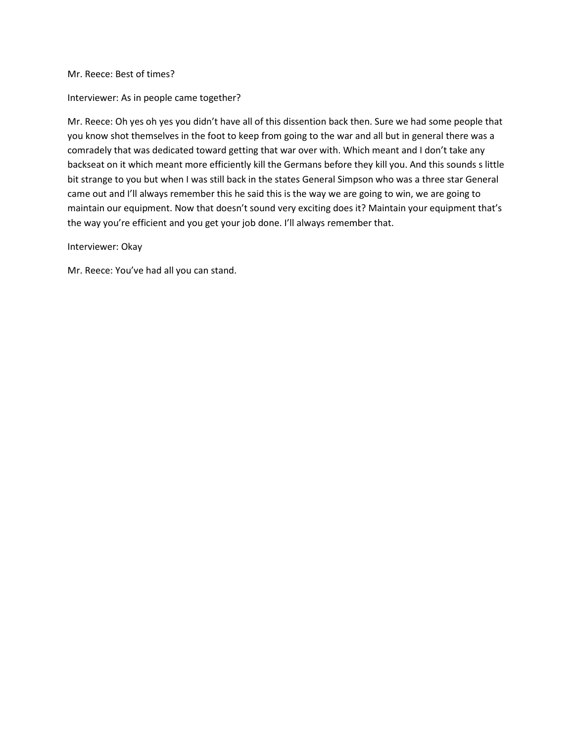Mr. Reece: Best of times?

Interviewer: As in people came together?

Mr. Reece: Oh yes oh yes you didn't have all of this dissention back then. Sure we had some people that you know shot themselves in the foot to keep from going to the war and all but in general there was a comradely that was dedicated toward getting that war over with. Which meant and I don't take any backseat on it which meant more efficiently kill the Germans before they kill you. And this sounds s little bit strange to you but when I was still back in the states General Simpson who was a three star General came out and I'll always remember this he said this is the way we are going to win, we are going to maintain our equipment. Now that doesn't sound very exciting does it? Maintain your equipment that's the way you're efficient and you get your job done. I'll always remember that.

Interviewer: Okay

Mr. Reece: You've had all you can stand.